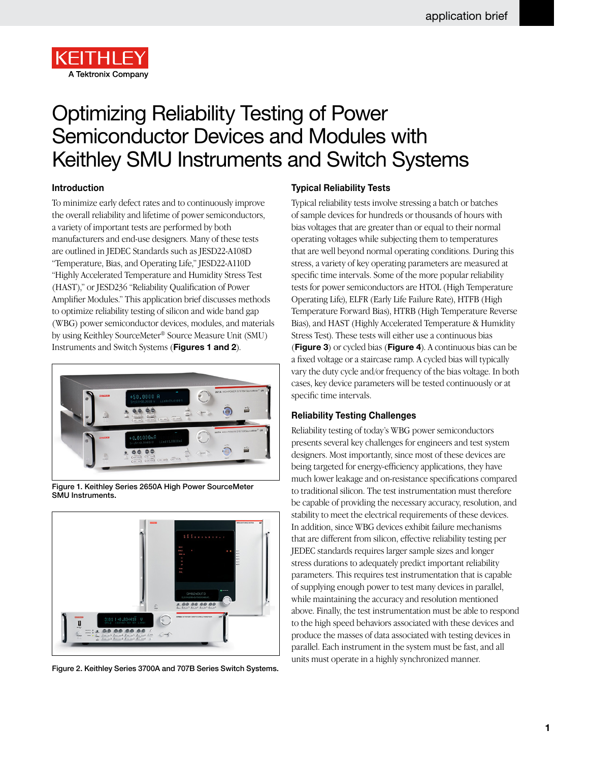KEITHLEY
A Tektronix Company

# Optimizing Reliability Testing of Power Semiconductor Devices and Modules with Keithley SMU Instruments and Switch Systems

## Introduction

To minimize early defect rates and to continuously improve the overall reliability and lifetime of power semiconductors, a variety of important tests are performed by both manufacturers and end-use designers. Many of these tests are outlined in JEDEC Standards such as JESD22-A108D "Temperature, Bias, and Operating Life," JESD22-A110D "Highly Accelerated Temperature and Humidity Stress Test (HAST)," or JESD236 "Reliability Qualification of Power Amplifier Modules." This application brief discusses methods to optimize reliability testing of silicon and wide band gap (WBG) power semiconductor devices, modules, and materials by using Keithley SourceMeter® Source Measure Unit (SMU) Instruments and Switch Systems (**Figures 1 and 2**).

Figure 1. Keithley Series 2650A High Power SourceMeter SMU Instruments.

Figure 2. Keithley Series 3700A and 707B Series Switch Systems.

## Typical Reliability Tests

Typical reliability tests involve stressing a batch or batches of sample devices for hundreds or thousands of hours with bias voltages that are greater than or equal to their normal operating voltages while subjecting them to temperatures that are well beyond normal operating conditions. During this stress, a variety of key operating parameters are measured at specific time intervals. Some of the more popular reliability tests for power semiconductors are HTOL (High Temperature Operating Life), ELFR (Early Life Failure Rate), HTFB (High Temperature Forward Bias), HTRB (High Temperature Reverse Bias), and HAST (Highly Accelerated Temperature & Humidity Stress Test). These tests will either use a continuous bias (**Figure 3**) or cycled bias (**Figure 4**). A continuous bias can be a fixed voltage or a staircase ramp. A cycled bias will typically vary the duty cycle and/or frequency of the bias voltage. In both cases, key device parameters will be tested continuously or at specific time intervals.

## Reliability Testing Challenges

Reliability testing of today's WBG power semiconductors presents several key challenges for engineers and test system designers. Most importantly, since most of these devices are being targeted for energy-efficiency applications, they have much lower leakage and on-resistance specifications compared to traditional silicon. The test instrumentation must therefore be capable of providing the necessary accuracy, resolution, and stability to meet the electrical requirements of these devices. In addition, since WBG devices exhibit failure mechanisms that are different from silicon, effective reliability testing per JEDEC standards requires larger sample sizes and longer stress durations to adequately predict important reliability parameters. This requires test instrumentation that is capable of supplying enough power to test many devices in parallel, while maintaining the accuracy and resolution mentioned above. Finally, the test instrumentation must be able to respond to the high speed behaviors associated with these devices and produce the masses of data associated with testing devices in parallel. Each instrument in the system must be fast, and all units must operate in a highly synchronized manner.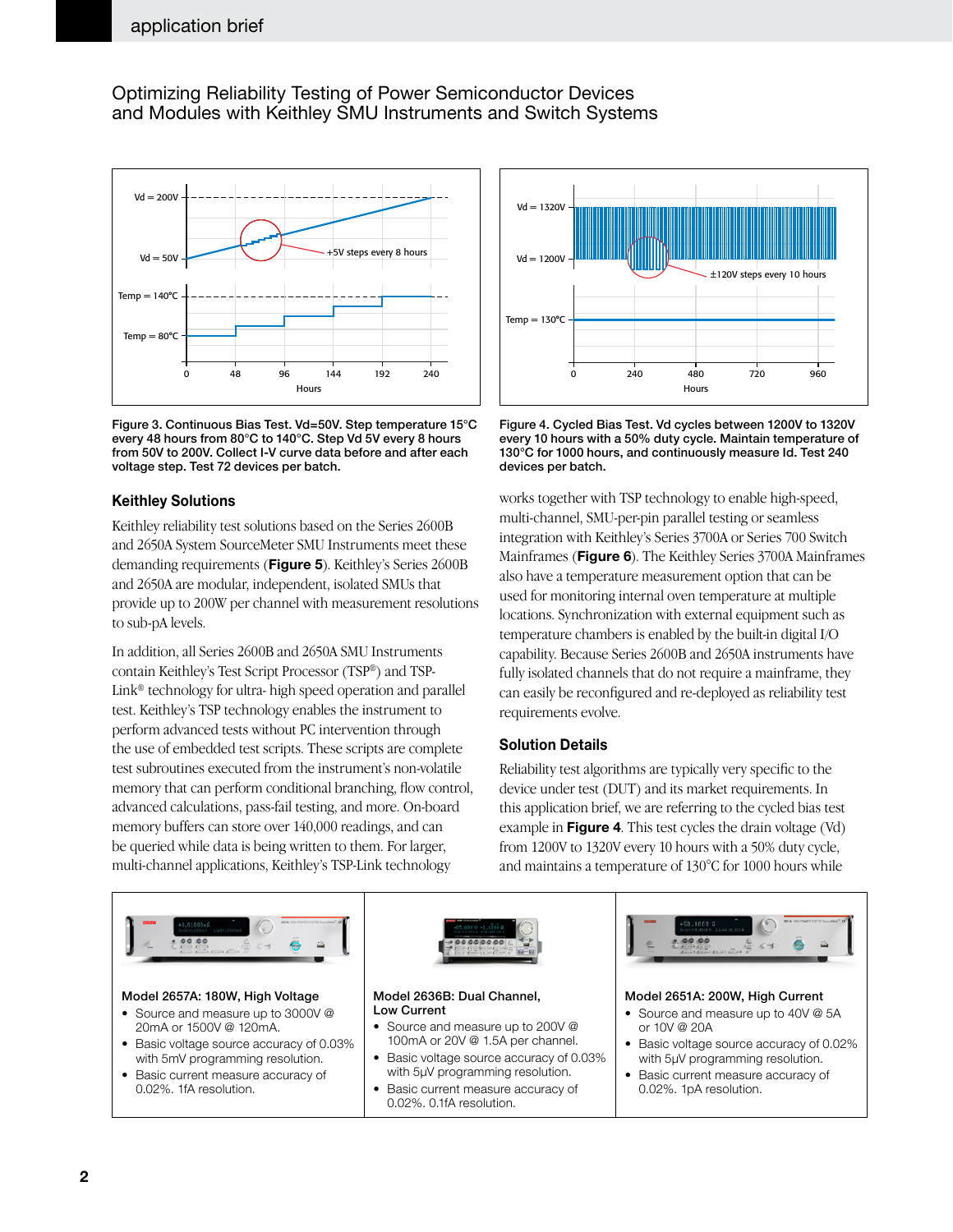## Optimizing Reliability Testing of Power Semiconductor Devices and Modules with Keithley SMU Instruments and Switch Systems

**Figure 3. Continuous Bias Test. Vd=50V. Step temperature 15°C every 48 hours from 80°C to 140°C. Step Vd 5V every 8 hours from 50V to 200V. Collect I-V curve data before and after each voltage step. Test 72 devices per batch.**

**Figure 4. Cycled Bias Test. Vd cycles between 1200V to 1320V every 10 hours with a 50% duty cycle. Maintain temperature of 130°C for 1000 hours, and continuously measure Id. Test 240 devices per batch.**

### Keithley Solutions

Keithley reliability test solutions based on the Series 2600B and 2650A System SourceMeter SMU Instruments meet these demanding requirements (**Figure 5**). Keithley's Series 2600B and 2650A are modular, independent, isolated SMUs that provide up to 200W per channel with measurement resolutions to sub-pA levels.

In addition, all Series 2600B and 2650A SMU Instruments contain Keithley's Test Script Processor (TSP®) and TSP-Link® technology for ultra- high speed operation and parallel test. Keithley's TSP technology enables the instrument to perform advanced tests without PC intervention through the use of embedded test scripts. These scripts are complete test subroutines executed from the instrument's non-volatile memory that can perform conditional branching, flow control, advanced calculations, pass-fail testing, and more. On-board memory buffers can store over 140,000 readings, and can be queried while data is being written to them. For larger, multi-channel applications, Keithley's TSP-Link technology works together with TSP technology to enable high-speed, multi-channel, SMU-per-pin parallel testing or seamless integration with Keithley's Series 3700A or Series 700 Switch Mainframes (**Figure 6**). The Keithley Series 3700A Mainframes also have a temperature measurement option that can be used for monitoring internal oven temperature at multiple locations. Synchronization with external equipment such as temperature chambers is enabled by the built-in digital I/O capability. Because Series 2600B and 2650A instruments have fully isolated channels that do not require a mainframe, they can easily be reconfigured and re-deployed as reliability test requirements evolve.

### Solution Details

Reliability test algorithms are typically very specific to the device under test (DUT) and its market requirements. In this application brief, we are referring to the cycled bias test example in **Figure 4**. This test cycles the drain voltage (Vd) from 1200V to 1320V every 10 hours with a 50% duty cycle, and maintains a temperature of 130°C for 1000 hours while

| **Model 2657A: 180W, High Voltage** | **Model 2636B: Dual Channel, Low Current** | **Model 2651A: 200W, High Current** |
|---|---|---|
| • Source and measure up to 3000V @ 20mA or 1500V @ 120mA.<br>• Basic voltage source accuracy of 0.03% with 5mV programming resolution.<br>• Basic current measure accuracy of 0.02%. 1fA resolution. | • Source and measure up to 200V @ 100mA or 20V @ 1.5A per channel.<br>• Basic voltage source accuracy of 0.03% with 5µV programming resolution.<br>• Basic current measure accuracy of 0.02%. 0.1fA resolution. | • Source and measure up to 40V @ 5A or 10V @ 20A<br>• Basic voltage source accuracy of 0.02% with 5µV programming resolution.<br>• Basic current measure accuracy of 0.02%. 1pA resolution. |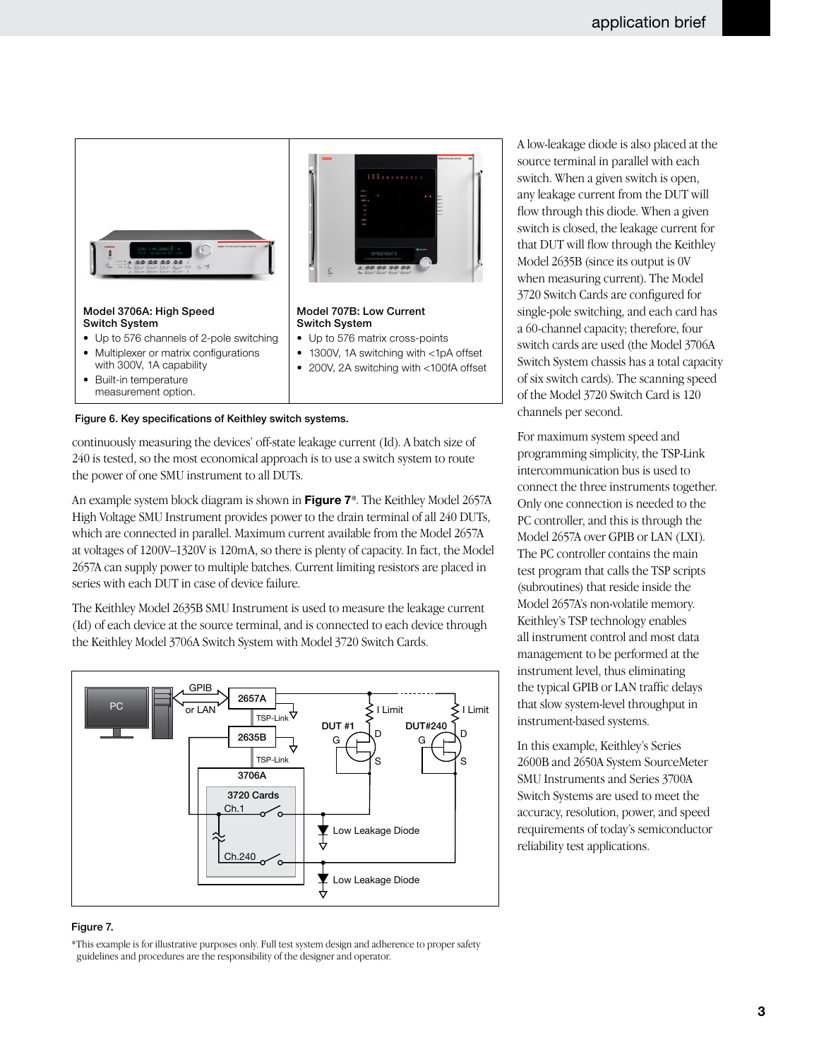**Model 3706A: High Speed Switch System**

- Up to 576 channels of 2-pole switching
- Multiplexer or matrix configurations with 300V, 1A capability
- Built-in temperature measurement option.

**Model 707B: Low Current Switch System**

- Up to 576 matrix cross-points
- 1300V, 1A switching with <1pA offset
- 200V, 2A switching with <100fA offset

**Figure 6. Key specifications of Keithley switch systems.**

continuously measuring the devices' off-state leakage current (Id). A batch size of 240 is tested, so the most economical approach is to use a switch system to route the power of one SMU instrument to all DUTs.

An example system block diagram is shown in **Figure 7***. The Keithley Model 2657A High Voltage SMU Instrument provides power to the drain terminal of all 240 DUTs, which are connected in parallel. Maximum current available from the Model 2657A at voltages of 1200V–1320V is 120mA, so there is plenty of capacity. In fact, the Model 2657A can supply power to multiple batches. Current limiting resistors are placed in series with each DUT in case of device failure.

The Keithley Model 2635B SMU Instrument is used to measure the leakage current (Id) of each device at the source terminal, and is connected to each device through the Keithley Model 3706A Switch System with Model 3720 Switch Cards.

**Figure 7.**

*This example is for illustrative purposes only. Full test system design and adherence to proper safety guidelines and procedures are the responsibility of the designer and operator.

A low-leakage diode is also placed at the source terminal in parallel with each switch. When a given switch is open, any leakage current from the DUT will flow through this diode. When a given switch is closed, the leakage current for that DUT will flow through the Keithley Model 2635B (since its output is 0V when measuring current). The Model 3720 Switch Cards are configured for single-pole switching, and each card has a 60-channel capacity; therefore, four switch cards are used (the Model 3706A Switch System chassis has a total capacity of six switch cards). The scanning speed of the Model 3720 Switch Card is 120 channels per second.

For maximum system speed and programming simplicity, the TSP-Link intercommunication bus is used to connect the three instruments together. Only one connection is needed to the PC controller, and this is through the Model 2657A over GPIB or LAN (LXI). The PC controller contains the main test program that calls the TSP scripts (subroutines) that reside inside the Model 2657A's non-volatile memory. Keithley's TSP technology enables all instrument control and most data management to be performed at the instrument level, thus eliminating the typical GPIB or LAN traffic delays that slow system-level throughput in instrument-based systems.

In this example, Keithley's Series 2600B and 2650A System SourceMeter SMU Instruments and Series 3700A Switch Systems are used to meet the accuracy, resolution, power, and speed requirements of today's semiconductor reliability test applications.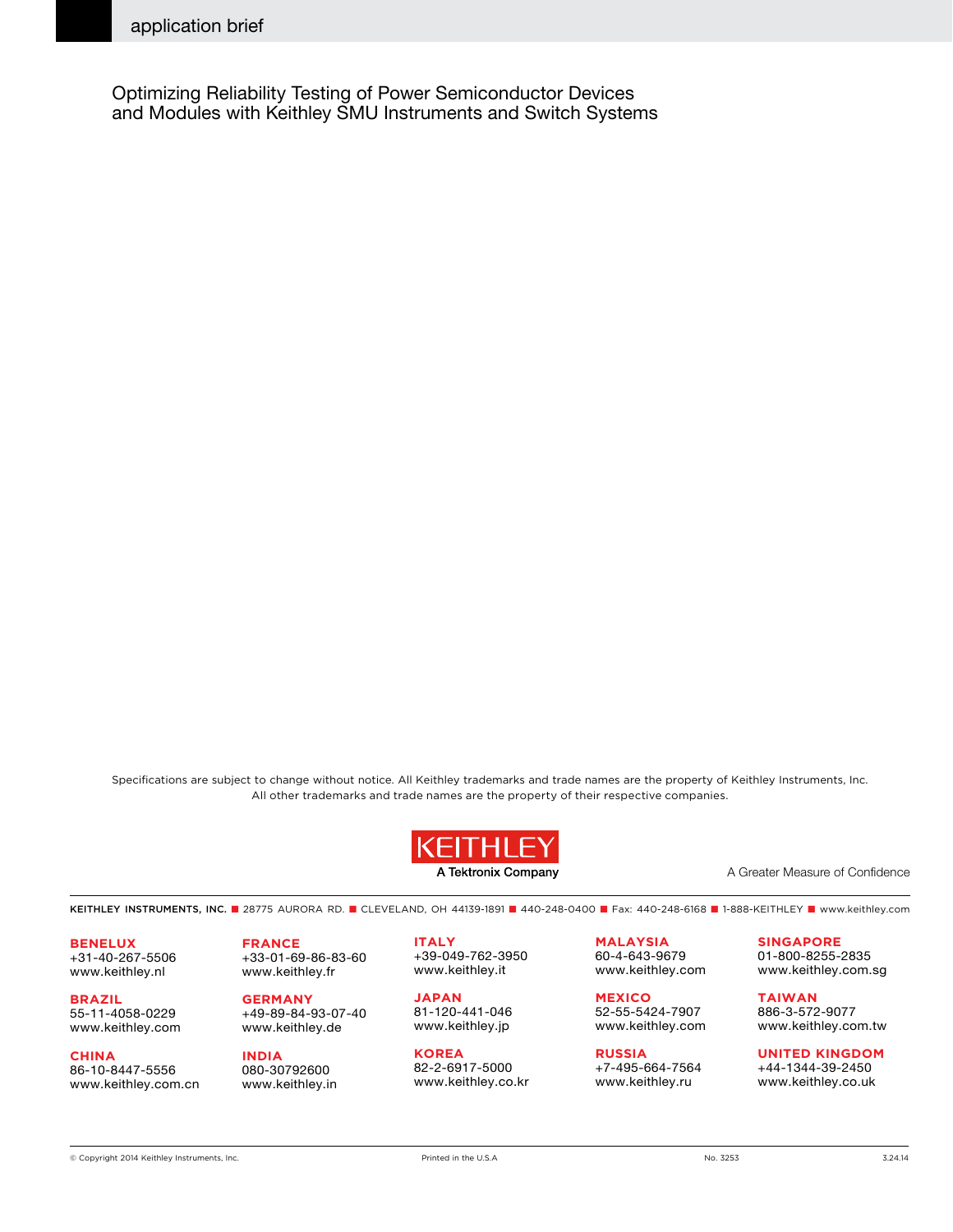Optimizing Reliability Testing of Power Semiconductor Devices and Modules with Keithley SMU Instruments and Switch Systems

Specifications are subject to change without notice. All Keithley trademarks and trade names are the property of Keithley Instruments, Inc. All other trademarks and trade names are the property of their respective companies.

KEITHLEY

A Tektronix Company

A Greater Measure of Confidence

KEITHLEY INSTRUMENTS, INC. ■ 28775 AURORA RD. ■ CLEVELAND, OH 44139-1891 ■ 440-248-0400 ■ Fax: 440-248-6168 ■ 1-888-KEITHLEY ■ www.keithley.com

**BENELUX**
+31-40-267-5506
www.keithley.nl

**BRAZIL**
55-11-4058-0229
www.keithley.com

**CHINA**
86-10-8447-5556
www.keithley.com.cn

**FRANCE**
+33-01-69-86-83-60
www.keithley.fr

**GERMANY**
+49-89-84-93-07-40
www.keithley.de

**INDIA**
080-30792600
www.keithley.in

**ITALY**
+39-049-762-3950
www.keithley.it

**JAPAN**
81-120-441-046
www.keithley.jp

**KOREA**
82-2-6917-5000
www.keithley.co.kr

**MALAYSIA**
60-4-643-9679
www.keithley.com

**MEXICO**
52-55-5424-7907
www.keithley.com

**RUSSIA**
+7-495-664-7564
www.keithley.ru

**SINGAPORE**
01-800-8255-2835
www.keithley.com.sg

**TAIWAN**
886-3-572-9077
www.keithley.com.tw

**UNITED KINGDOM**
+44-1344-39-2450
www.keithley.co.uk

© Copyright 2014 Keithley Instruments, Inc. Printed in the U.S.A No. 3253 3.24.14